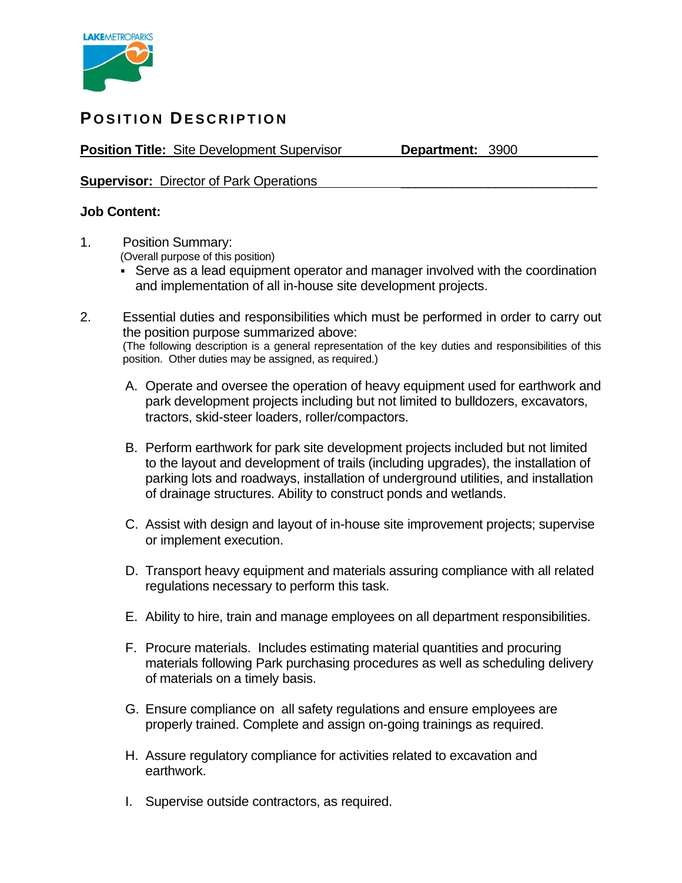LAKEMETROPARKS

# POSITION DESCRIPTION

**Position Title:** Site Development Supervisor **Department:** 3900

**Supervisor:** Director of Park Operations

**Job Content:**

1. Position Summary:
   (Overall purpose of this position)
   - Serve as a lead equipment operator and manager involved with the coordination and implementation of all in-house site development projects.

2. Essential duties and responsibilities which must be performed in order to carry out the position purpose summarized above:
   (The following description is a general representation of the key duties and responsibilities of this position. Other duties may be assigned, as required.)

   A. Operate and oversee the operation of heavy equipment used for earthwork and park development projects including but not limited to bulldozers, excavators, tractors, skid-steer loaders, roller/compactors.

   B. Perform earthwork for park site development projects included but not limited to the layout and development of trails (including upgrades), the installation of parking lots and roadways, installation of underground utilities, and installation of drainage structures. Ability to construct ponds and wetlands.

   C. Assist with design and layout of in-house site improvement projects; supervise or implement execution.

   D. Transport heavy equipment and materials assuring compliance with all related regulations necessary to perform this task.

   E. Ability to hire, train and manage employees on all department responsibilities.

   F. Procure materials. Includes estimating material quantities and procuring materials following Park purchasing procedures as well as scheduling delivery of materials on a timely basis.

   G. Ensure compliance on all safety regulations and ensure employees are properly trained. Complete and assign on-going trainings as required.

   H. Assure regulatory compliance for activities related to excavation and earthwork.

   I. Supervise outside contractors, as required.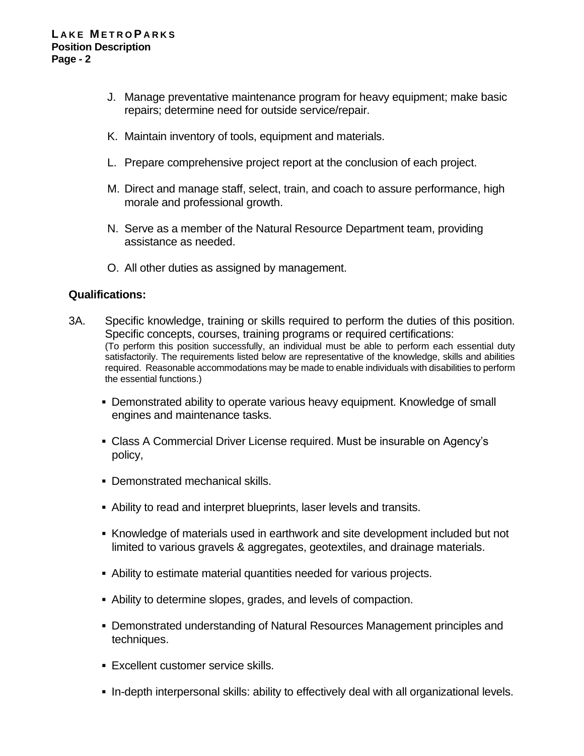J. Manage preventative maintenance program for heavy equipment; make basic repairs; determine need for outside service/repair.

K. Maintain inventory of tools, equipment and materials.

L. Prepare comprehensive project report at the conclusion of each project.

M. Direct and manage staff, select, train, and coach to assure performance, high morale and professional growth.

N. Serve as a member of the Natural Resource Department team, providing assistance as needed.

O. All other duties as assigned by management.

**Qualifications:**

3A. Specific knowledge, training or skills required to perform the duties of this position. Specific concepts, courses, training programs or required certifications:
(To perform this position successfully, an individual must be able to perform each essential duty satisfactorily. The requirements listed below are representative of the knowledge, skills and abilities required. Reasonable accommodations may be made to enable individuals with disabilities to perform the essential functions.)

- Demonstrated ability to operate various heavy equipment. Knowledge of small engines and maintenance tasks.
- Class A Commercial Driver License required. Must be insurable on Agency's policy,
- Demonstrated mechanical skills.
- Ability to read and interpret blueprints, laser levels and transits.
- Knowledge of materials used in earthwork and site development included but not limited to various gravels & aggregates, geotextiles, and drainage materials.
- Ability to estimate material quantities needed for various projects.
- Ability to determine slopes, grades, and levels of compaction.
- Demonstrated understanding of Natural Resources Management principles and techniques.
- Excellent customer service skills.
- In-depth interpersonal skills: ability to effectively deal with all organizational levels.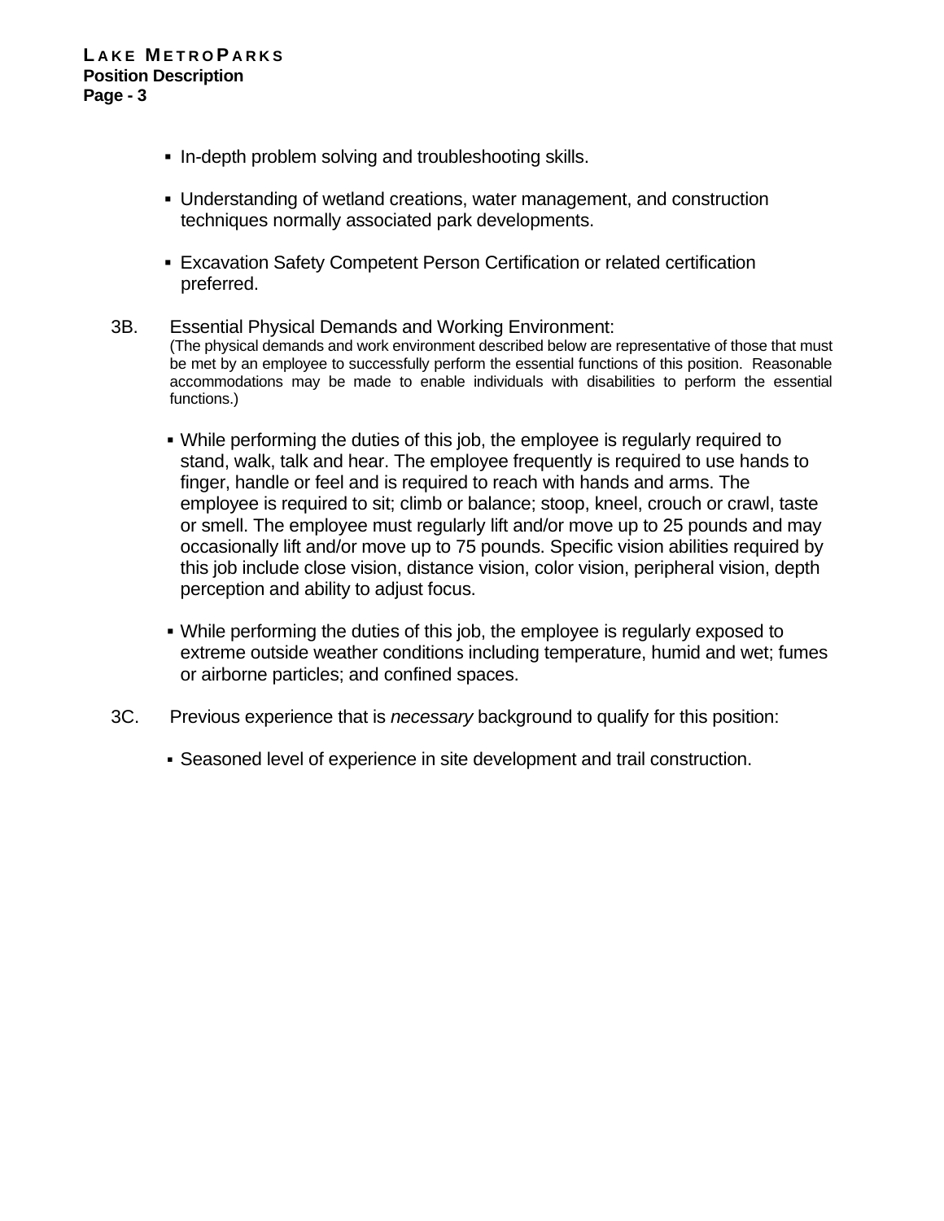- In-depth problem solving and troubleshooting skills.
- Understanding of wetland creations, water management, and construction techniques normally associated park developments.
- Excavation Safety Competent Person Certification or related certification preferred.

3B. Essential Physical Demands and Working Environment:
(The physical demands and work environment described below are representative of those that must be met by an employee to successfully perform the essential functions of this position. Reasonable accommodations may be made to enable individuals with disabilities to perform the essential functions.)

- While performing the duties of this job, the employee is regularly required to stand, walk, talk and hear. The employee frequently is required to use hands to finger, handle or feel and is required to reach with hands and arms. The employee is required to sit; climb or balance; stoop, kneel, crouch or crawl, taste or smell. The employee must regularly lift and/or move up to 25 pounds and may occasionally lift and/or move up to 75 pounds. Specific vision abilities required by this job include close vision, distance vision, color vision, peripheral vision, depth perception and ability to adjust focus.
- While performing the duties of this job, the employee is regularly exposed to extreme outside weather conditions including temperature, humid and wet; fumes or airborne particles; and confined spaces.

3C. Previous experience that is *necessary* background to qualify for this position:

- Seasoned level of experience in site development and trail construction.